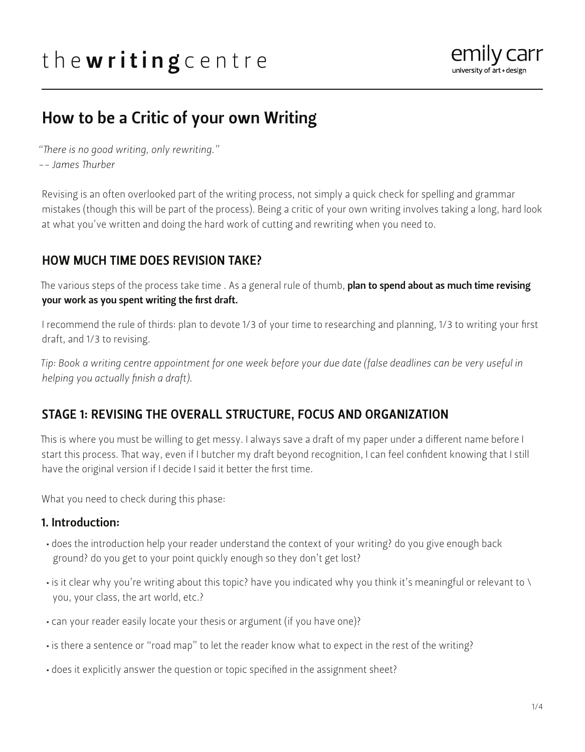# How to be a Critic of your own Writing

*"There is no good writing, only rewriting."*
*–– James Thurber*

Revising is an often overlooked part of the writing process, not simply a quick check for spelling and grammar mistakes (though this will be part of the process). Being a critic of your own writing involves taking a long, hard look at what you've written and doing the hard work of cutting and rewriting when you need to.

## HOW MUCH TIME DOES REVISION TAKE?

The various steps of the process take time . As a general rule of thumb, **plan to spend about as much time revising your work as you spent writing the first draft.**

I recommend the rule of thirds: plan to devote 1/3 of your time to researching and planning, 1/3 to writing your first draft, and 1/3 to revising.

*Tip: Book a writing centre appointment for one week before your due date (false deadlines can be very useful in helping you actually finish a draft).*

## STAGE 1: REVISING THE OVERALL STRUCTURE, FOCUS AND ORGANIZATION

This is where you must be willing to get messy. I always save a draft of my paper under a different name before I start this process. That way, even if I butcher my draft beyond recognition, I can feel confident knowing that I still have the original version if I decide I said it better the first time.

What you need to check during this phase:

### 1. Introduction:

- does the introduction help your reader understand the context of your writing? do you give enough back ground? do you get to your point quickly enough so they don't get lost?
- is it clear why you're writing about this topic? have you indicated why you think it's meaningful or relevant to \ you, your class, the art world, etc.?
- can your reader easily locate your thesis or argument (if you have one)?
- is there a sentence or "road map" to let the reader know what to expect in the rest of the writing?
- does it explicitly answer the question or topic specified in the assignment sheet?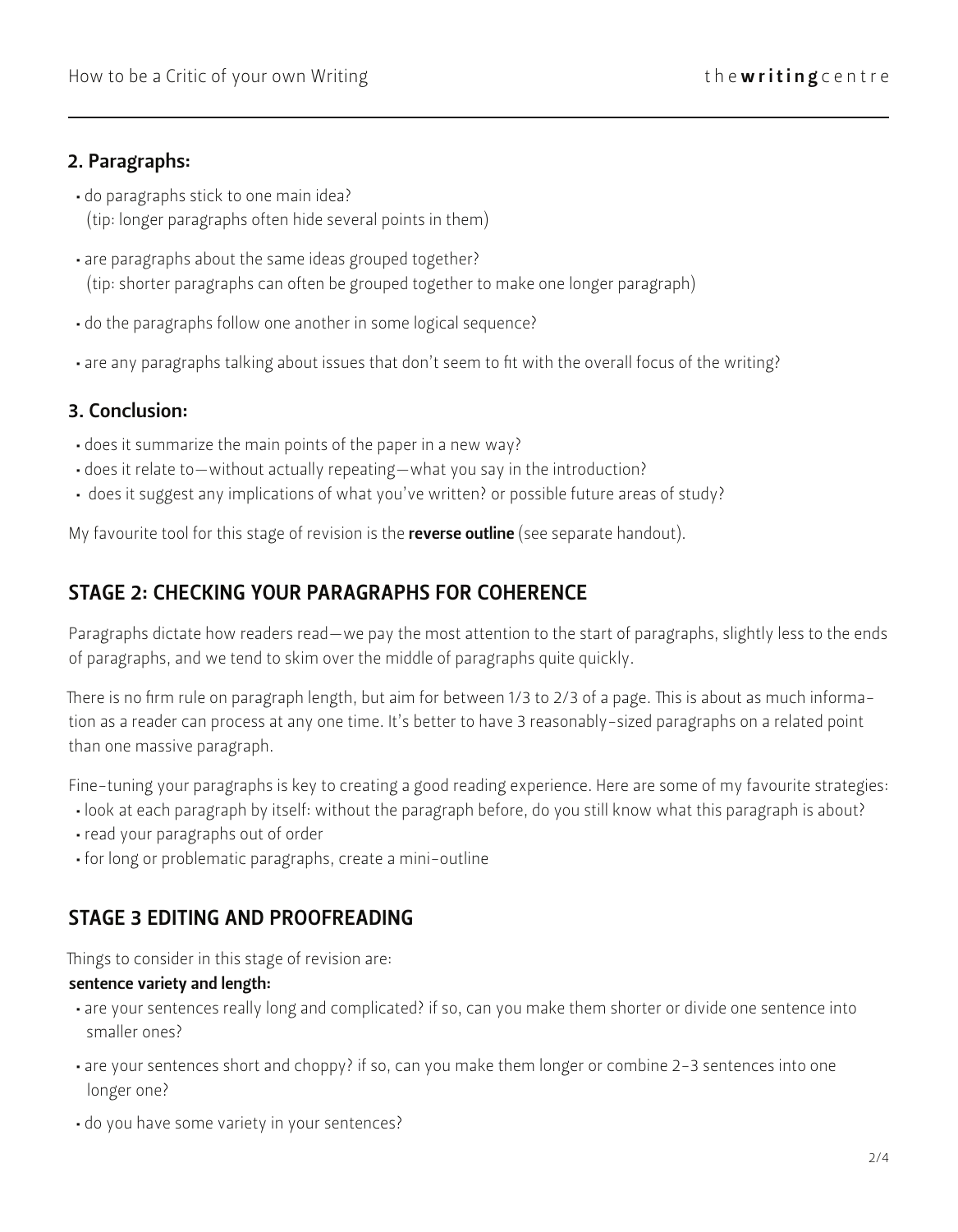### 2. Paragraphs:

- do paragraphs stick to one main idea?
  (tip: longer paragraphs often hide several points in them)
- are paragraphs about the same ideas grouped together?
  (tip: shorter paragraphs can often be grouped together to make one longer paragraph)
- do the paragraphs follow one another in some logical sequence?
- are any paragraphs talking about issues that don't seem to fit with the overall focus of the writing?

### 3. Conclusion:

- does it summarize the main points of the paper in a new way?
- does it relate to—without actually repeating—what you say in the introduction?
- does it suggest any implications of what you've written? or possible future areas of study?

My favourite tool for this stage of revision is the **reverse outline** (see separate handout).

## STAGE 2: CHECKING YOUR PARAGRAPHS FOR COHERENCE

Paragraphs dictate how readers read—we pay the most attention to the start of paragraphs, slightly less to the ends of paragraphs, and we tend to skim over the middle of paragraphs quite quickly.

There is no firm rule on paragraph length, but aim for between 1/3 to 2/3 of a page. This is about as much information as a reader can process at any one time. It's better to have 3 reasonably-sized paragraphs on a related point than one massive paragraph.

Fine-tuning your paragraphs is key to creating a good reading experience. Here are some of my favourite strategies:

- look at each paragraph by itself: without the paragraph before, do you still know what this paragraph is about?
- read your paragraphs out of order
- for long or problematic paragraphs, create a mini-outline

## STAGE 3 EDITING AND PROOFREADING

Things to consider in this stage of revision are:

**sentence variety and length:**

- are your sentences really long and complicated? if so, can you make them shorter or divide one sentence into smaller ones?
- are your sentences short and choppy? if so, can you make them longer or combine 2-3 sentences into one longer one?
- do you have some variety in your sentences?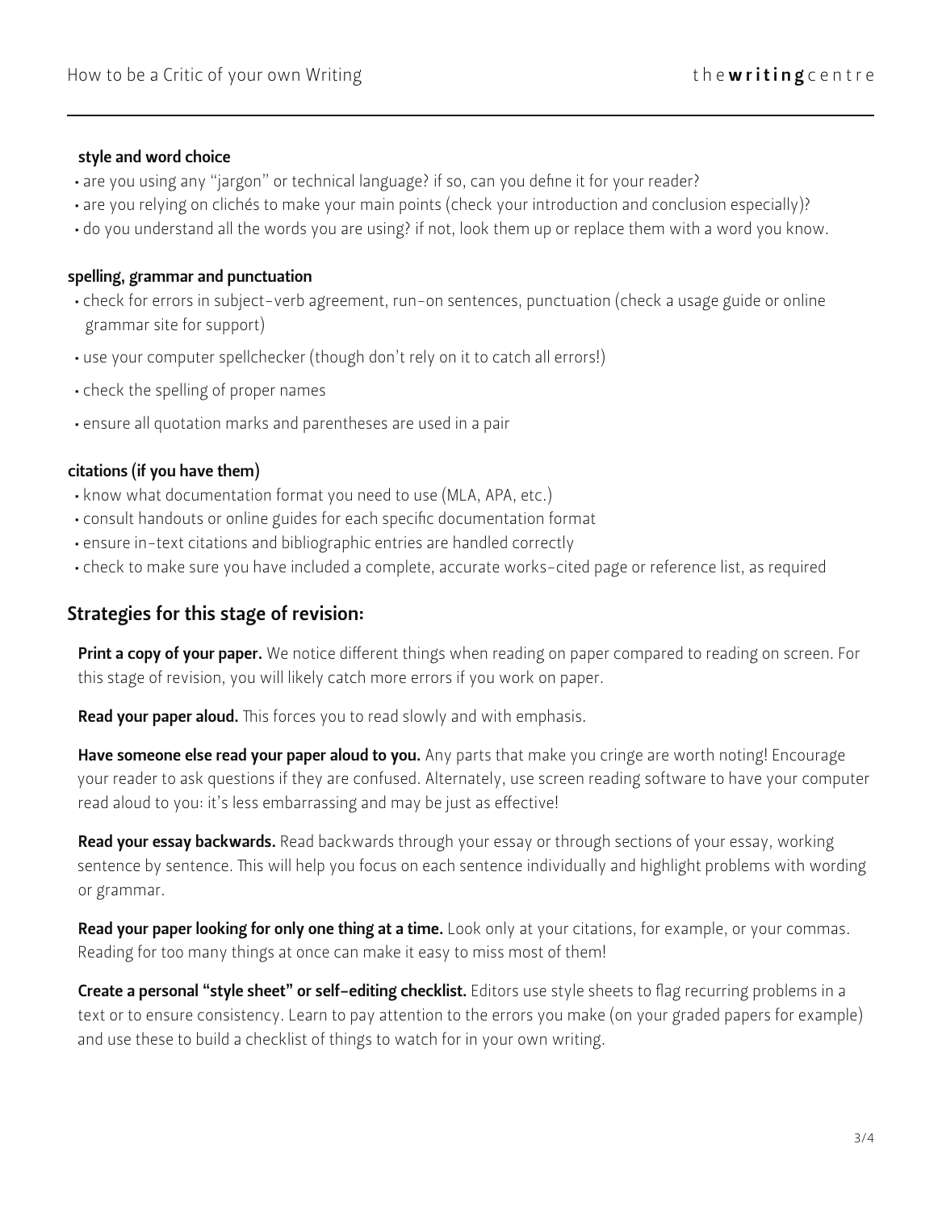#### style and word choice

- are you using any "jargon" or technical language? if so, can you define it for your reader?
- are you relying on clichés to make your main points (check your introduction and conclusion especially)?
- do you understand all the words you are using? if not, look them up or replace them with a word you know.

#### spelling, grammar and punctuation

- check for errors in subject-verb agreement, run-on sentences, punctuation (check a usage guide or online grammar site for support)
- use your computer spellchecker (though don't rely on it to catch all errors!)
- check the spelling of proper names
- ensure all quotation marks and parentheses are used in a pair

#### citations (if you have them)

- know what documentation format you need to use (MLA, APA, etc.)
- consult handouts or online guides for each specific documentation format
- ensure in-text citations and bibliographic entries are handled correctly
- check to make sure you have included a complete, accurate works-cited page or reference list, as required

## Strategies for this stage of revision:

**Print a copy of your paper.** We notice different things when reading on paper compared to reading on screen. For this stage of revision, you will likely catch more errors if you work on paper.

**Read your paper aloud.** This forces you to read slowly and with emphasis.

**Have someone else read your paper aloud to you.** Any parts that make you cringe are worth noting! Encourage your reader to ask questions if they are confused. Alternately, use screen reading software to have your computer read aloud to you: it's less embarrassing and may be just as effective!

**Read your essay backwards.** Read backwards through your essay or through sections of your essay, working sentence by sentence. This will help you focus on each sentence individually and highlight problems with wording or grammar.

**Read your paper looking for only one thing at a time.** Look only at your citations, for example, or your commas. Reading for too many things at once can make it easy to miss most of them!

**Create a personal "style sheet" or self-editing checklist.** Editors use style sheets to flag recurring problems in a text or to ensure consistency. Learn to pay attention to the errors you make (on your graded papers for example) and use these to build a checklist of things to watch for in your own writing.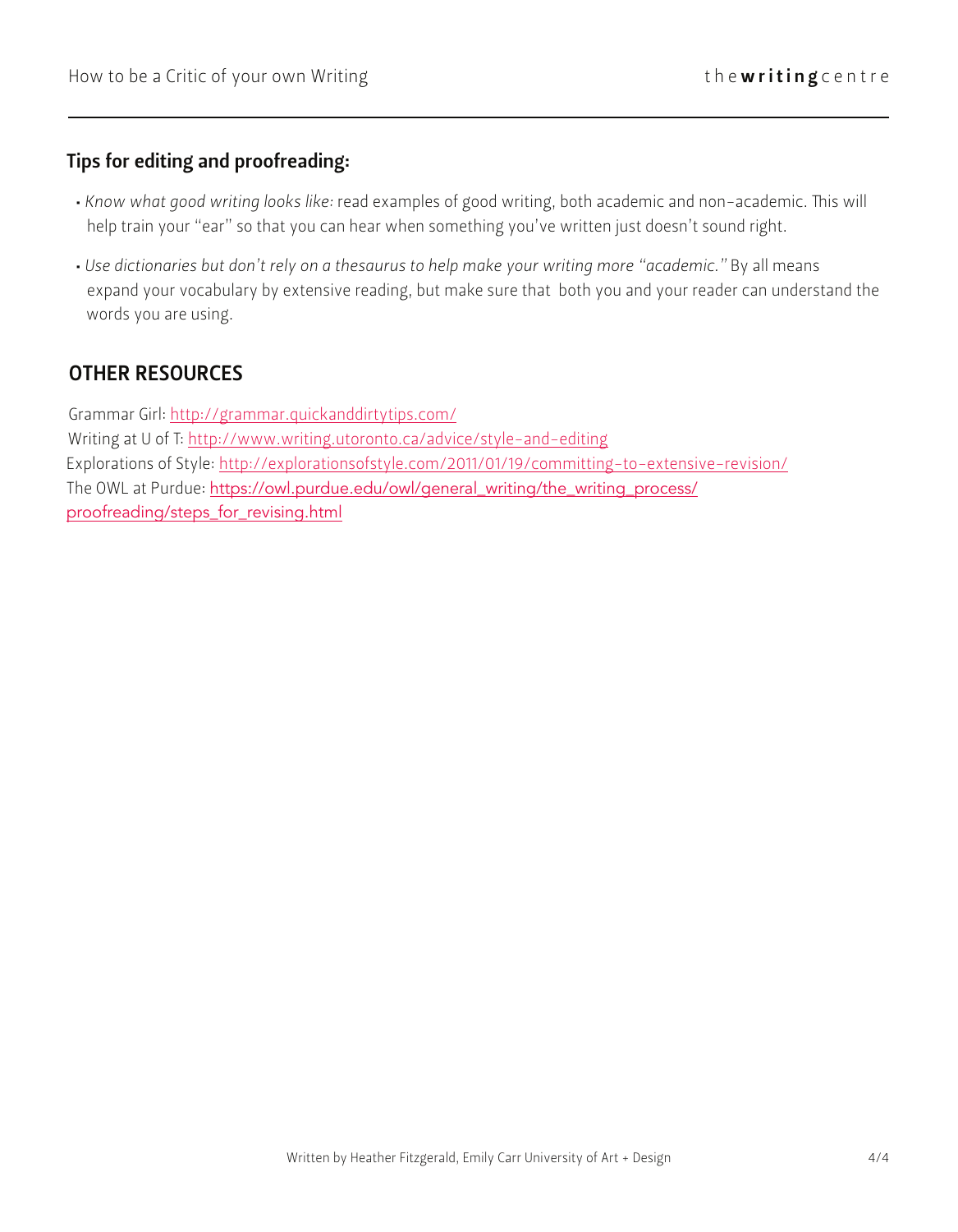## Tips for editing and proofreading:

- *Know what good writing looks like:* read examples of good writing, both academic and non-academic. This will help train your "ear" so that you can hear when something you've written just doesn't sound right.
- *Use dictionaries but don't rely on a thesaurus to help make your writing more "academic."* By all means expand your vocabulary by extensive reading, but make sure that both you and your reader can understand the words you are using.

## OTHER RESOURCES

Grammar Girl: http://grammar.quickanddirtytips.com/
Writing at U of T: http://www.writing.utoronto.ca/advice/style-and-editing
Explorations of Style: http://explorationsofstyle.com/2011/01/19/committing-to-extensive-revision/
The OWL at Purdue: https://owl.purdue.edu/owl/general_writing/the_writing_process/proofreading/steps_for_revising.html

Written by Heather Fitzgerald, Emily Carr University of Art + Design